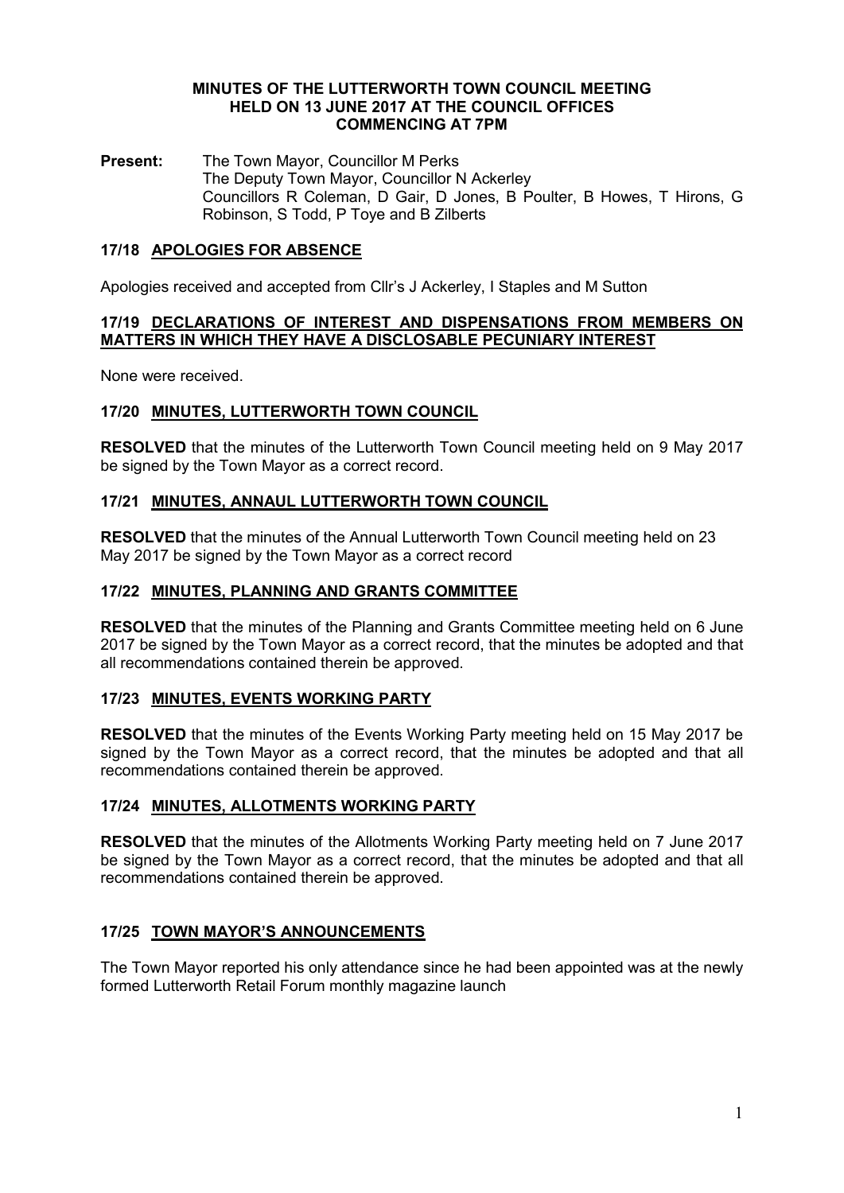# MINUTES OF THE LUTTERWORTH TOWN COUNCIL MEETING HELD ON 13 JUNE 2017 AT THE COUNCIL OFFICES COMMENCING AT 7PM

**Present:** The Town Mayor, Councillor M Perks
The Deputy Town Mayor, Councillor N Ackerley
Councillors R Coleman, D Gair, D Jones, B Poulter, B Howes, T Hirons, G Robinson, S Todd, P Toye and B Zilberts

## 17/18 APOLOGIES FOR ABSENCE

Apologies received and accepted from Cllr's J Ackerley, I Staples and M Sutton

## 17/19 DECLARATIONS OF INTEREST AND DISPENSATIONS FROM MEMBERS ON MATTERS IN WHICH THEY HAVE A DISCLOSABLE PECUNIARY INTEREST

None were received.

## 17/20 MINUTES, LUTTERWORTH TOWN COUNCIL

**RESOLVED** that the minutes of the Lutterworth Town Council meeting held on 9 May 2017 be signed by the Town Mayor as a correct record.

## 17/21 MINUTES, ANNAUL LUTTERWORTH TOWN COUNCIL

**RESOLVED** that the minutes of the Annual Lutterworth Town Council meeting held on 23 May 2017 be signed by the Town Mayor as a correct record

## 17/22 MINUTES, PLANNING AND GRANTS COMMITTEE

**RESOLVED** that the minutes of the Planning and Grants Committee meeting held on 6 June 2017 be signed by the Town Mayor as a correct record, that the minutes be adopted and that all recommendations contained therein be approved.

## 17/23 MINUTES, EVENTS WORKING PARTY

**RESOLVED** that the minutes of the Events Working Party meeting held on 15 May 2017 be signed by the Town Mayor as a correct record, that the minutes be adopted and that all recommendations contained therein be approved.

## 17/24 MINUTES, ALLOTMENTS WORKING PARTY

**RESOLVED** that the minutes of the Allotments Working Party meeting held on 7 June 2017 be signed by the Town Mayor as a correct record, that the minutes be adopted and that all recommendations contained therein be approved.

## 17/25 TOWN MAYOR'S ANNOUNCEMENTS

The Town Mayor reported his only attendance since he had been appointed was at the newly formed Lutterworth Retail Forum monthly magazine launch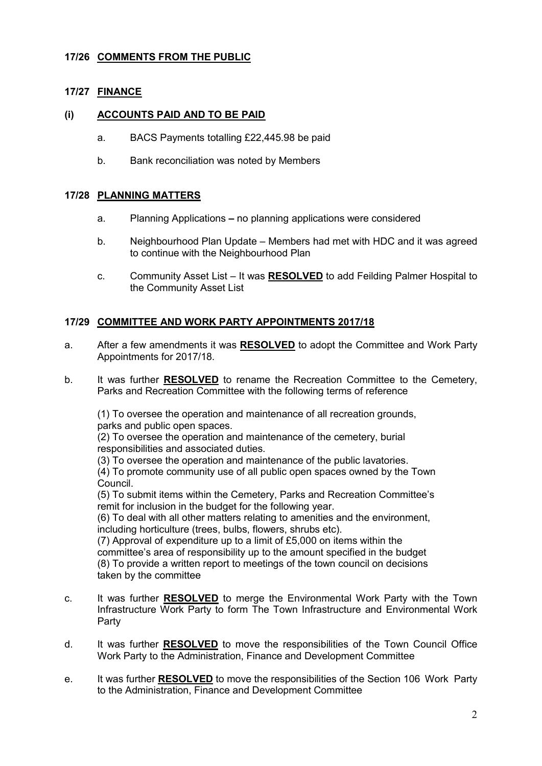## 17/26 COMMENTS FROM THE PUBLIC

## 17/27 FINANCE

### (i) ACCOUNTS PAID AND TO BE PAID

a. BACS Payments totalling £22,445.98 be paid

b. Bank reconciliation was noted by Members

## 17/28 PLANNING MATTERS

a. Planning Applications **–** no planning applications were considered

b. Neighbourhood Plan Update – Members had met with HDC and it was agreed to continue with the Neighbourhood Plan

c. Community Asset List – It was **RESOLVED** to add Feilding Palmer Hospital to the Community Asset List

## 17/29 COMMITTEE AND WORK PARTY APPOINTMENTS 2017/18

a. After a few amendments it was **RESOLVED** to adopt the Committee and Work Party Appointments for 2017/18.

b. It was further **RESOLVED** to rename the Recreation Committee to the Cemetery, Parks and Recreation Committee with the following terms of reference

(1) To oversee the operation and maintenance of all recreation grounds, parks and public open spaces.
(2) To oversee the operation and maintenance of the cemetery, burial responsibilities and associated duties.
(3) To oversee the operation and maintenance of the public lavatories.
(4) To promote community use of all public open spaces owned by the Town Council.
(5) To submit items within the Cemetery, Parks and Recreation Committee's remit for inclusion in the budget for the following year.
(6) To deal with all other matters relating to amenities and the environment, including horticulture (trees, bulbs, flowers, shrubs etc).
(7) Approval of expenditure up to a limit of £5,000 on items within the committee's area of responsibility up to the amount specified in the budget
(8) To provide a written report to meetings of the town council on decisions taken by the committee

c. It was further **RESOLVED** to merge the Environmental Work Party with the Town Infrastructure Work Party to form The Town Infrastructure and Environmental Work Party

d. It was further **RESOLVED** to move the responsibilities of the Town Council Office Work Party to the Administration, Finance and Development Committee

e. It was further **RESOLVED** to move the responsibilities of the Section 106 Work Party to the Administration, Finance and Development Committee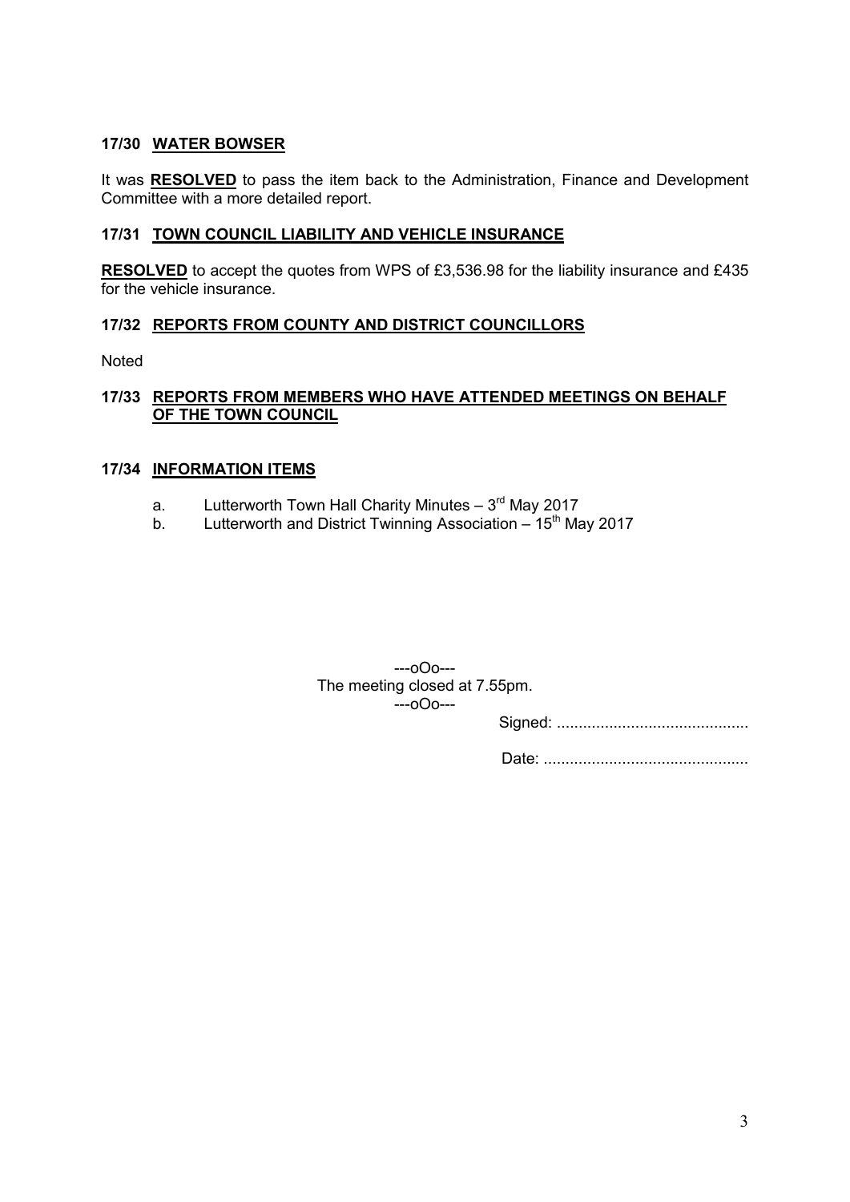### 17/30 WATER BOWSER

It was **RESOLVED** to pass the item back to the Administration, Finance and Development Committee with a more detailed report.

### 17/31 TOWN COUNCIL LIABILITY AND VEHICLE INSURANCE

**RESOLVED** to accept the quotes from WPS of £3,536.98 for the liability insurance and £435 for the vehicle insurance.

### 17/32 REPORTS FROM COUNTY AND DISTRICT COUNCILLORS

Noted

### 17/33 REPORTS FROM MEMBERS WHO HAVE ATTENDED MEETINGS ON BEHALF OF THE TOWN COUNCIL

### 17/34 INFORMATION ITEMS

a. Lutterworth Town Hall Charity Minutes – 3rd May 2017
b. Lutterworth and District Twinning Association – 15th May 2017

---oOo---
The meeting closed at 7.55pm.
---oOo---

Signed: ............................................

Date: ...............................................